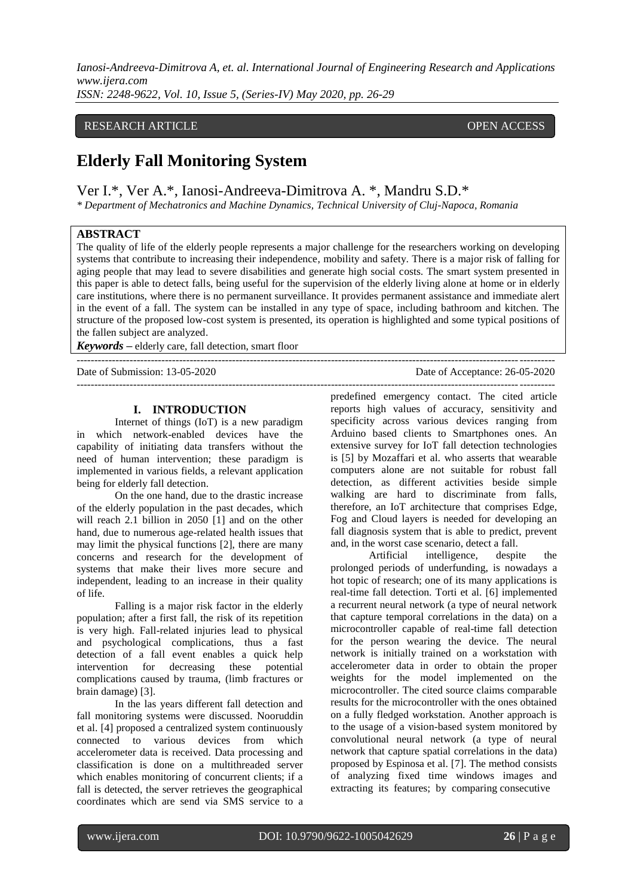RESEARCH ARTICLE OPEN ACCESS

# Elderly Fall Monitoring System

Ver I.*, Ver A.*, Ianosi-Andreeva-Dimitrova A. *, Mandru S.D.*

*\* Department of Mechatronics and Machine Dynamics, Technical University of Cluj-Napoca, Romania*

## ABSTRACT

The quality of life of the elderly people represents a major challenge for the researchers working on developing systems that contribute to increasing their independence, mobility and safety. There is a major risk of falling for aging people that may lead to severe disabilities and generate high social costs. The smart system presented in this paper is able to detect falls, being useful for the supervision of the elderly living alone at home or in elderly care institutions, where there is no permanent surveillance. It provides permanent assistance and immediate alert in the event of a fall. The system can be installed in any type of space, including bathroom and kitchen. The structure of the proposed low-cost system is presented, its operation is highlighted and some typical positions of the fallen subject are analyzed.

***Keywords*** **–** elderly care, fall detection, smart floor

---

Date of Submission: 13-05-2020 Date of Acceptance: 26-05-2020

---

## I. INTRODUCTION

Internet of things (IoT) is a new paradigm in which network-enabled devices have the capability of initiating data transfers without the need of human intervention; these paradigm is implemented in various fields, a relevant application being for elderly fall detection.

On the one hand, due to the drastic increase of the elderly population in the past decades, which will reach 2.1 billion in 2050 [1] and on the other hand, due to numerous age-related health issues that may limit the physical functions [2], there are many concerns and research for the development of systems that make their lives more secure and independent, leading to an increase in their quality of life.

Falling is a major risk factor in the elderly population; after a first fall, the risk of its repetition is very high. Fall-related injuries lead to physical and psychological complications, thus a fast detection of a fall event enables a quick help intervention for decreasing these potential complications caused by trauma, (limb fractures or brain damage) [3].

In the las years different fall detection and fall monitoring systems were discussed. Nooruddin et al. [4] proposed a centralized system continuously connected to various devices from which accelerometer data is received. Data processing and classification is done on a multithreaded server which enables monitoring of concurrent clients; if a fall is detected, the server retrieves the geographical coordinates which are send via SMS service to a predefined emergency contact. The cited article reports high values of accuracy, sensitivity and specificity across various devices ranging from Arduino based clients to Smartphones ones. An extensive survey for IoT fall detection technologies is [5] by Mozaffari et al. who asserts that wearable computers alone are not suitable for robust fall detection, as different activities beside simple walking are hard to discriminate from falls, therefore, an IoT architecture that comprises Edge, Fog and Cloud layers is needed for developing an fall diagnosis system that is able to predict, prevent and, in the worst case scenario, detect a fall.

Artificial intelligence, despite the prolonged periods of underfunding, is nowadays a hot topic of research; one of its many applications is real-time fall detection. Torti et al. [6] implemented a recurrent neural network (a type of neural network that capture temporal correlations in the data) on a microcontroller capable of real-time fall detection for the person wearing the device. The neural network is initially trained on a workstation with accelerometer data in order to obtain the proper weights for the model implemented on the microcontroller. The cited source claims comparable results for the microcontroller with the ones obtained on a fully fledged workstation. Another approach is to the usage of a vision-based system monitored by convolutional neural network (a type of neural network that capture spatial correlations in the data) proposed by Espinosa et al. [7]. The method consists of analyzing fixed time windows images and extracting its features; by comparing consecutive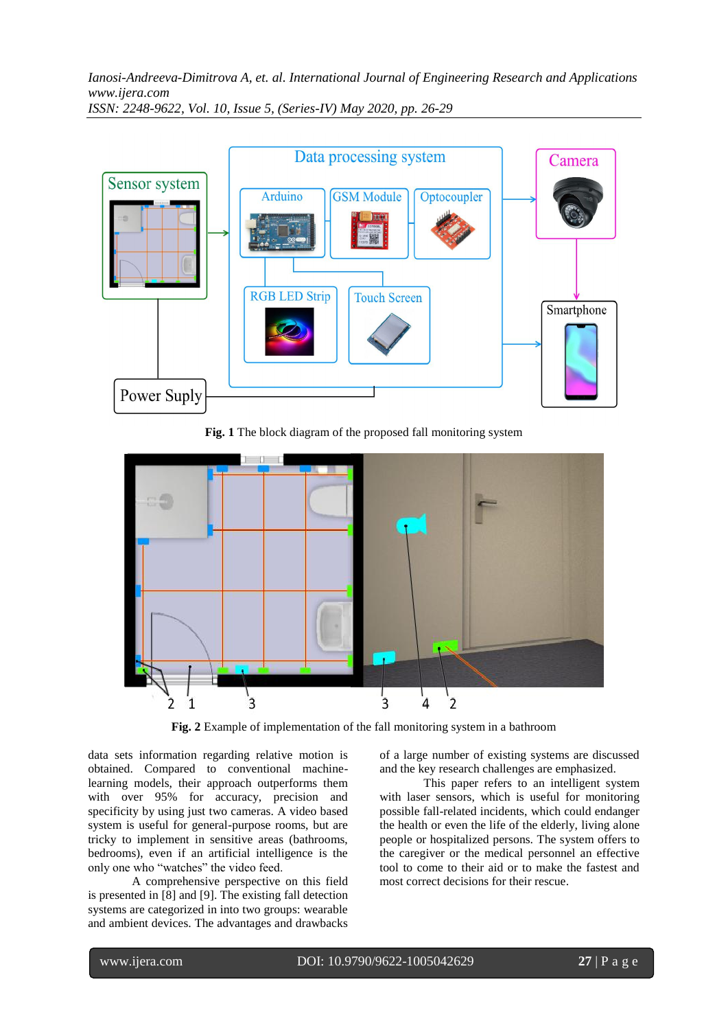Data processing system

Sensor system

Arduino

GSM Module

Optocoupler

Camera

RGB LED Strip

Touch Screen

Smartphone

Power Suply

**Fig. 1** The block diagram of the proposed fall monitoring system

2 1 3 3 4 2

**Fig. 2** Example of implementation of the fall monitoring system in a bathroom

data sets information regarding relative motion is obtained. Compared to conventional machine-learning models, their approach outperforms them with over 95% for accuracy, precision and specificity by using just two cameras. A video based system is useful for general-purpose rooms, but are tricky to implement in sensitive areas (bathrooms, bedrooms), even if an artificial intelligence is the only one who "watches" the video feed.

A comprehensive perspective on this field is presented in [8] and [9]. The existing fall detection systems are categorized in into two groups: wearable and ambient devices. The advantages and drawbacks of a large number of existing systems are discussed and the key research challenges are emphasized.

This paper refers to an intelligent system with laser sensors, which is useful for monitoring possible fall-related incidents, which could endanger the health or even the life of the elderly, living alone people or hospitalized persons. The system offers to the caregiver or the medical personnel an effective tool to come to their aid or to make the fastest and most correct decisions for their rescue.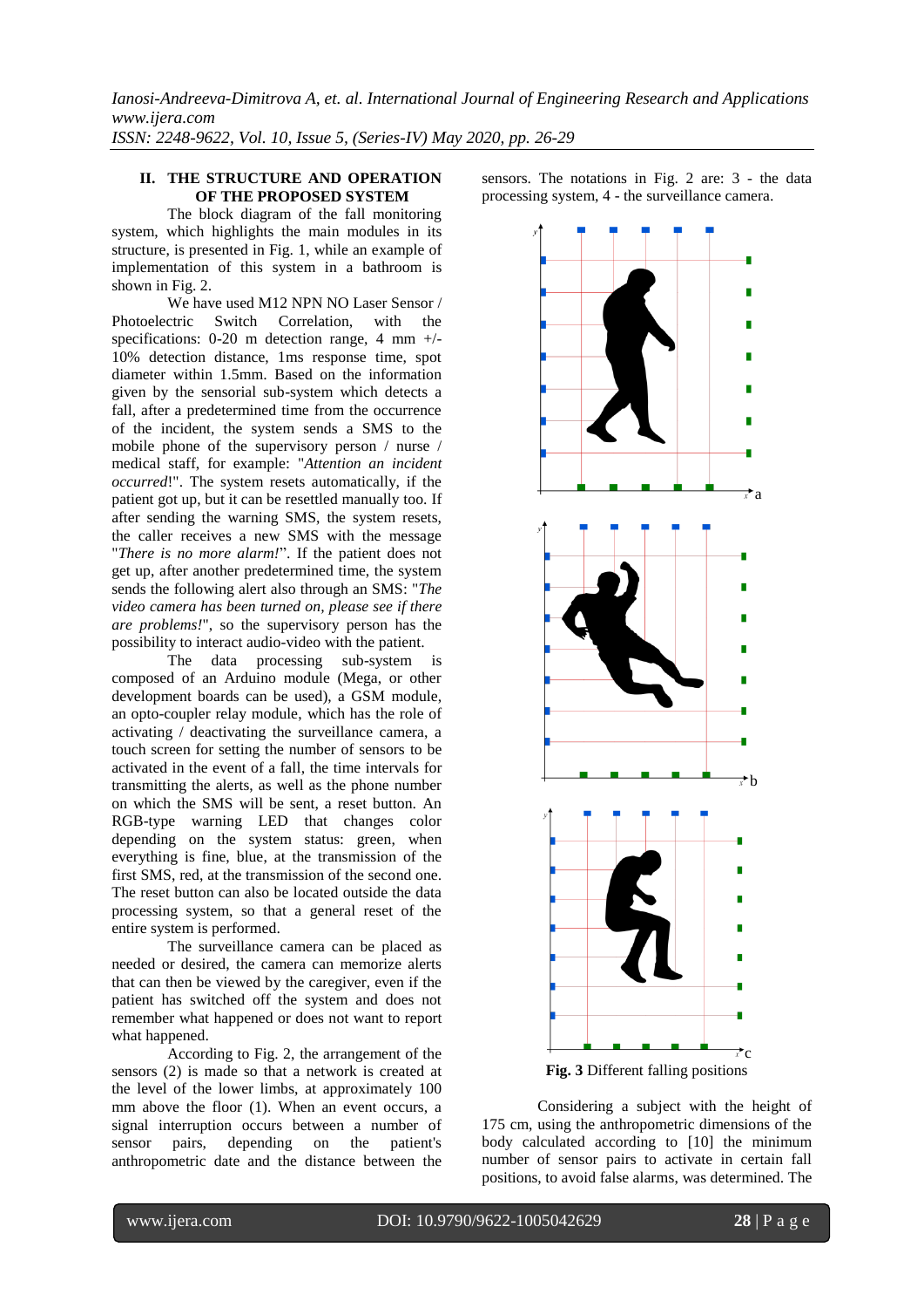## II. THE STRUCTURE AND OPERATION OF THE PROPOSED SYSTEM

The block diagram of the fall monitoring system, which highlights the main modules in its structure, is presented in Fig. 1, while an example of implementation of this system in a bathroom is shown in Fig. 2.

We have used M12 NPN NO Laser Sensor / Photoelectric Switch Correlation, with the specifications: 0-20 m detection range, 4 mm +/- 10% detection distance, 1ms response time, spot diameter within 1.5mm. Based on the information given by the sensorial sub-system which detects a fall, after a predetermined time from the occurrence of the incident, the system sends a SMS to the mobile phone of the supervisory person / nurse / medical staff, for example: "*Attention an incident occurred*!". The system resets automatically, if the patient got up, but it can be resettled manually too. If after sending the warning SMS, the system resets, the caller receives a new SMS with the message "*There is no more alarm!*". If the patient does not get up, after another predetermined time, the system sends the following alert also through an SMS: "*The video camera has been turned on, please see if there are problems!*", so the supervisory person has the possibility to interact audio-video with the patient.

The data processing sub-system is composed of an Arduino module (Mega, or other development boards can be used), a GSM module, an opto-coupler relay module, which has the role of activating / deactivating the surveillance camera, a touch screen for setting the number of sensors to be activated in the event of a fall, the time intervals for transmitting the alerts, as well as the phone number on which the SMS will be sent, a reset button. An RGB-type warning LED that changes color depending on the system status: green, when everything is fine, blue, at the transmission of the first SMS, red, at the transmission of the second one. The reset button can also be located outside the data processing system, so that a general reset of the entire system is performed.

The surveillance camera can be placed as needed or desired, the camera can memorize alerts that can then be viewed by the caregiver, even if the patient has switched off the system and does not remember what happened or does not want to report what happened.

According to Fig. 2, the arrangement of the sensors (2) is made so that a network is created at the level of the lower limbs, at approximately 100 mm above the floor (1). When an event occurs, a signal interruption occurs between a number of sensor pairs, depending on the patient's anthropometric date and the distance between the sensors. The notations in Fig. 2 are: 3 - the data processing system, 4 - the surveillance camera.

y
x
a

y
x
b

y
x
c

**Fig. 3** Different falling positions

Considering a subject with the height of 175 cm, using the anthropometric dimensions of the body calculated according to [10] the minimum number of sensor pairs to activate in certain fall positions, to avoid false alarms, was determined. The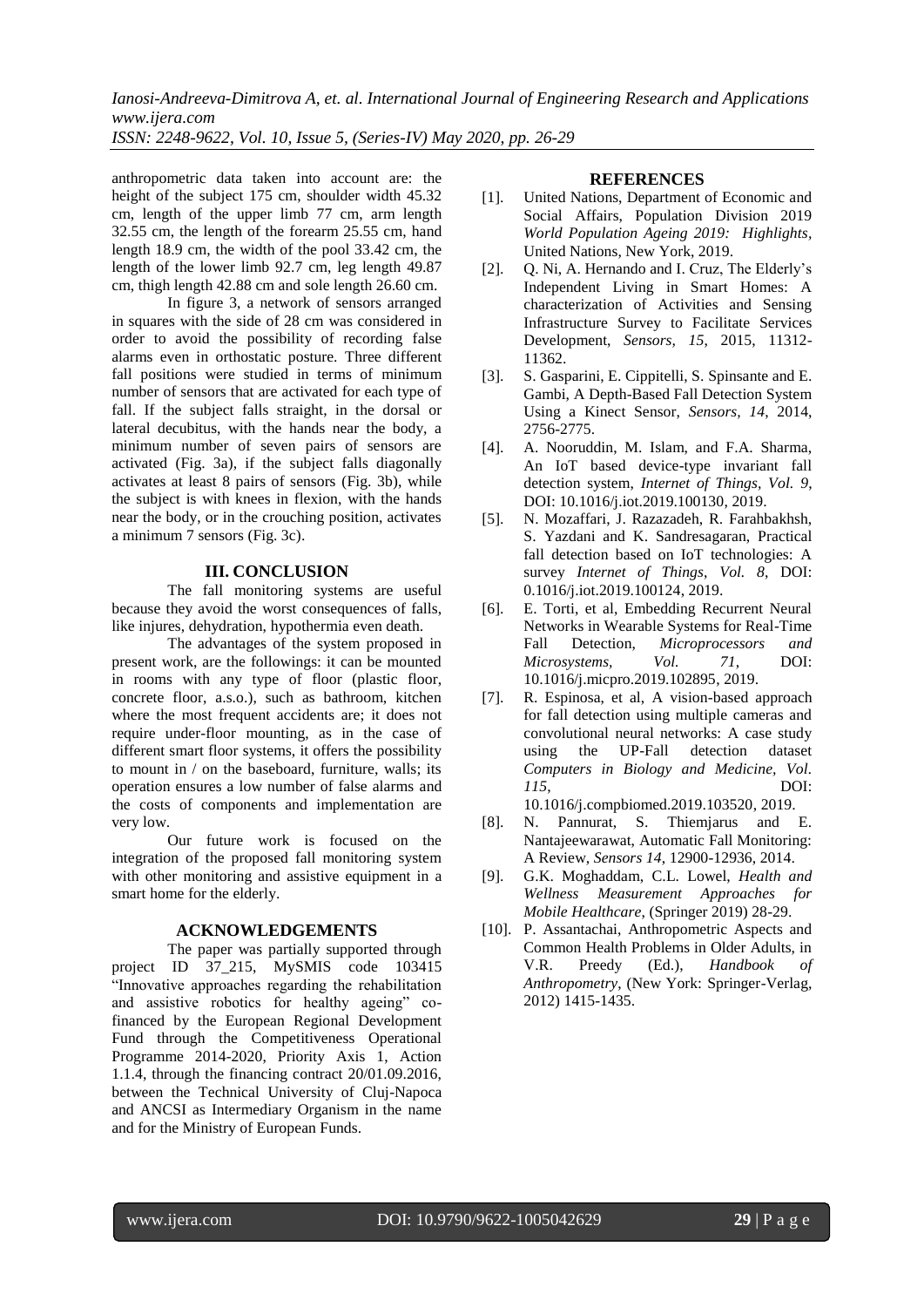anthropometric data taken into account are: the height of the subject 175 cm, shoulder width 45.32 cm, length of the upper limb 77 cm, arm length 32.55 cm, the length of the forearm 25.55 cm, hand length 18.9 cm, the width of the pool 33.42 cm, the length of the lower limb 92.7 cm, leg length 49.87 cm, thigh length 42.88 cm and sole length 26.60 cm.

In figure 3, a network of sensors arranged in squares with the side of 28 cm was considered in order to avoid the possibility of recording false alarms even in orthostatic posture. Three different fall positions were studied in terms of minimum number of sensors that are activated for each type of fall. If the subject falls straight, in the dorsal or lateral decubitus, with the hands near the body, a minimum number of seven pairs of sensors are activated (Fig. 3a), if the subject falls diagonally activates at least 8 pairs of sensors (Fig. 3b), while the subject is with knees in flexion, with the hands near the body, or in the crouching position, activates a minimum 7 sensors (Fig. 3c).

## III. CONCLUSION

The fall monitoring systems are useful because they avoid the worst consequences of falls, like injures, dehydration, hypothermia even death.

The advantages of the system proposed in present work, are the followings: it can be mounted in rooms with any type of floor (plastic floor, concrete floor, a.s.o.), such as bathroom, kitchen where the most frequent accidents are; it does not require under-floor mounting, as in the case of different smart floor systems, it offers the possibility to mount in / on the baseboard, furniture, walls; its operation ensures a low number of false alarms and the costs of components and implementation are very low.

Our future work is focused on the integration of the proposed fall monitoring system with other monitoring and assistive equipment in a smart home for the elderly.

## ACKNOWLEDGEMENTS

The paper was partially supported through project ID 37_215, MySMIS code 103415 "Innovative approaches regarding the rehabilitation and assistive robotics for healthy ageing" co-financed by the European Regional Development Fund through the Competitiveness Operational Programme 2014-2020, Priority Axis 1, Action 1.1.4, through the financing contract 20/01.09.2016, between the Technical University of Cluj-Napoca and ANCSI as Intermediary Organism in the name and for the Ministry of European Funds.

## REFERENCES

[1]. United Nations, Department of Economic and Social Affairs, Population Division 2019 *World Population Ageing 2019: Highlights*, United Nations, New York, 2019.

[2]. Q. Ni, A. Hernando and I. Cruz, The Elderly's Independent Living in Smart Homes: A characterization of Activities and Sensing Infrastructure Survey to Facilitate Services Development, *Sensors, 15*, 2015, 11312-11362.

[3]. S. Gasparini, E. Cippitelli, S. Spinsante and E. Gambi, A Depth-Based Fall Detection System Using a Kinect Sensor, *Sensors, 14*, 2014, 2756-2775.

[4]. A. Nooruddin, M. Islam, and F.A. Sharma, An IoT based device-type invariant fall detection system, *Internet of Things, Vol. 9*, DOI: 10.1016/j.iot.2019.100130, 2019.

[5]. N. Mozaffari, J. Razazadeh, R. Farahbakhsh, S. Yazdani and K. Sandresagaran, Practical fall detection based on IoT technologies: A survey *Internet of Things*, *Vol. 8*, DOI: 0.1016/j.iot.2019.100124, 2019.

[6]. E. Torti, et al, Embedding Recurrent Neural Networks in Wearable Systems for Real-Time Fall Detection, *Microprocessors and Microsystems, Vol. 71*, DOI: 10.1016/j.micpro.2019.102895, 2019.

[7]. R. Espinosa, et al, A vision-based approach for fall detection using multiple cameras and convolutional neural networks: A case study using the UP-Fall detection dataset *Computers in Biology and Medicine, Vol. 115*, DOI: 10.1016/j.compbiomed.2019.103520, 2019.

[8]. N. Pannurat, S. Thiemjarus and E. Nantajeewarawat, Automatic Fall Monitoring: A Review, *Sensors 14*, 12900-12936, 2014.

[9]. G.K. Moghaddam, C.L. Lowel, *Health and Wellness Measurement Approaches for Mobile Healthcare*, (Springer 2019) 28-29.

[10]. P. Assantachai, Anthropometric Aspects and Common Health Problems in Older Adults, in V.R. Preedy (Ed.), *Handbook of Anthropometry*, (New York: Springer-Verlag, 2012) 1415-1435.